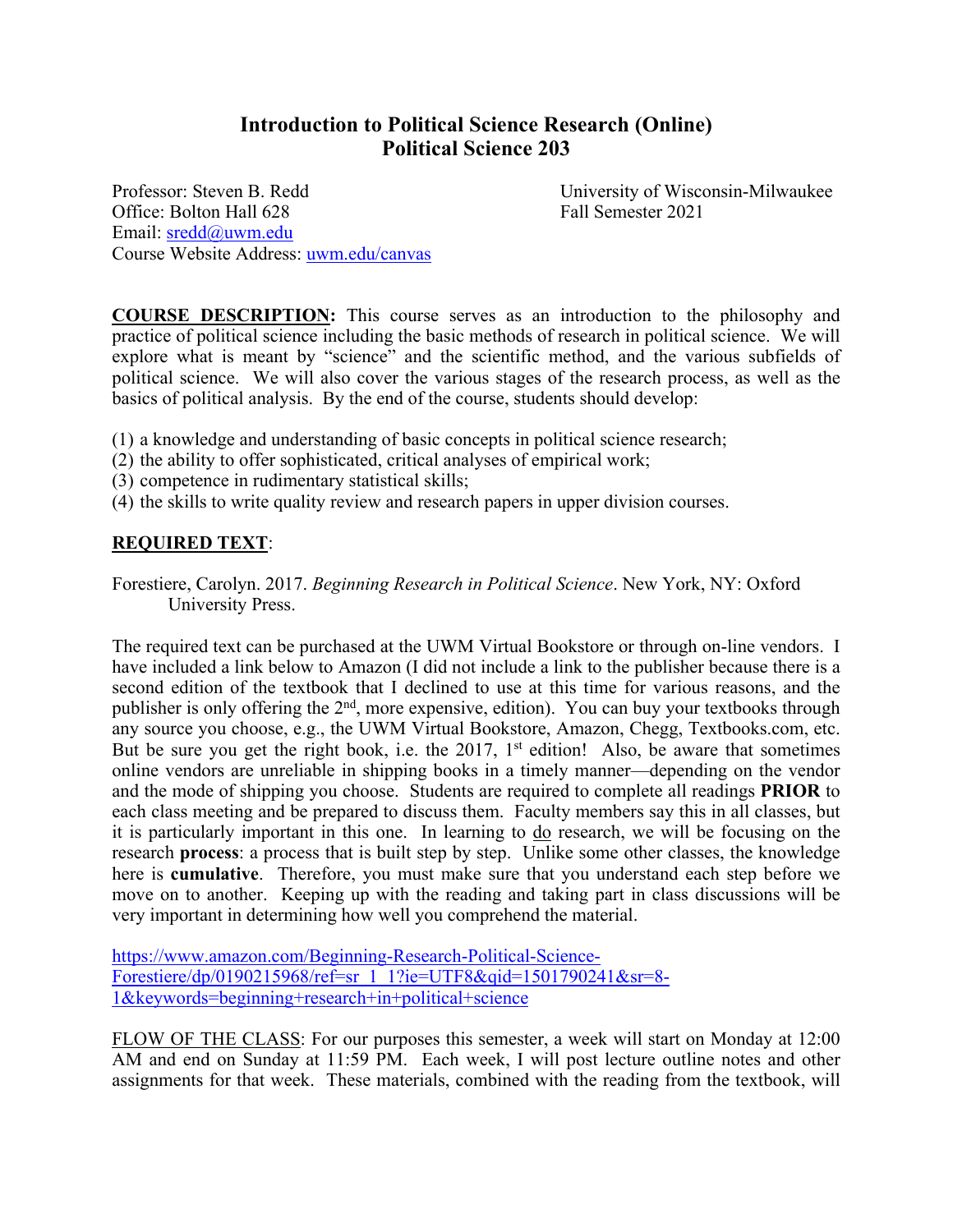# Introduction to Political Science Research (Online)
# Political Science 203

Professor: Steven B. Redd
Office: Bolton Hall 628
Email: sredd@uwm.edu
Course Website Address: uwm.edu/canvas

University of Wisconsin-Milwaukee
Fall Semester 2021

**COURSE DESCRIPTION:** This course serves as an introduction to the philosophy and practice of political science including the basic methods of research in political science. We will explore what is meant by "science" and the scientific method, and the various subfields of political science. We will also cover the various stages of the research process, as well as the basics of political analysis. By the end of the course, students should develop:

(1) a knowledge and understanding of basic concepts in political science research;
(2) the ability to offer sophisticated, critical analyses of empirical work;
(3) competence in rudimentary statistical skills;
(4) the skills to write quality review and research papers in upper division courses.

## REQUIRED TEXT:

Forestiere, Carolyn. 2017. *Beginning Research in Political Science*. New York, NY: Oxford University Press.

The required text can be purchased at the UWM Virtual Bookstore or through on-line vendors. I have included a link below to Amazon (I did not include a link to the publisher because there is a second edition of the textbook that I declined to use at this time for various reasons, and the publisher is only offering the 2nd, more expensive, edition). You can buy your textbooks through any source you choose, e.g., the UWM Virtual Bookstore, Amazon, Chegg, Textbooks.com, etc. But be sure you get the right book, i.e. the 2017, 1st edition! Also, be aware that sometimes online vendors are unreliable in shipping books in a timely manner—depending on the vendor and the mode of shipping you choose. Students are required to complete all readings **PRIOR** to each class meeting and be prepared to discuss them. Faculty members say this in all classes, but it is particularly important in this one. In learning to do research, we will be focusing on the research **process**: a process that is built step by step. Unlike some other classes, the knowledge here is **cumulative**. Therefore, you must make sure that you understand each step before we move on to another. Keeping up with the reading and taking part in class discussions will be very important in determining how well you comprehend the material.

https://www.amazon.com/Beginning-Research-Political-Science-Forestiere/dp/0190215968/ref=sr_1_1?ie=UTF8&qid=1501790241&sr=8-1&keywords=beginning+research+in+political+science

FLOW OF THE CLASS: For our purposes this semester, a week will start on Monday at 12:00 AM and end on Sunday at 11:59 PM. Each week, I will post lecture outline notes and other assignments for that week. These materials, combined with the reading from the textbook, will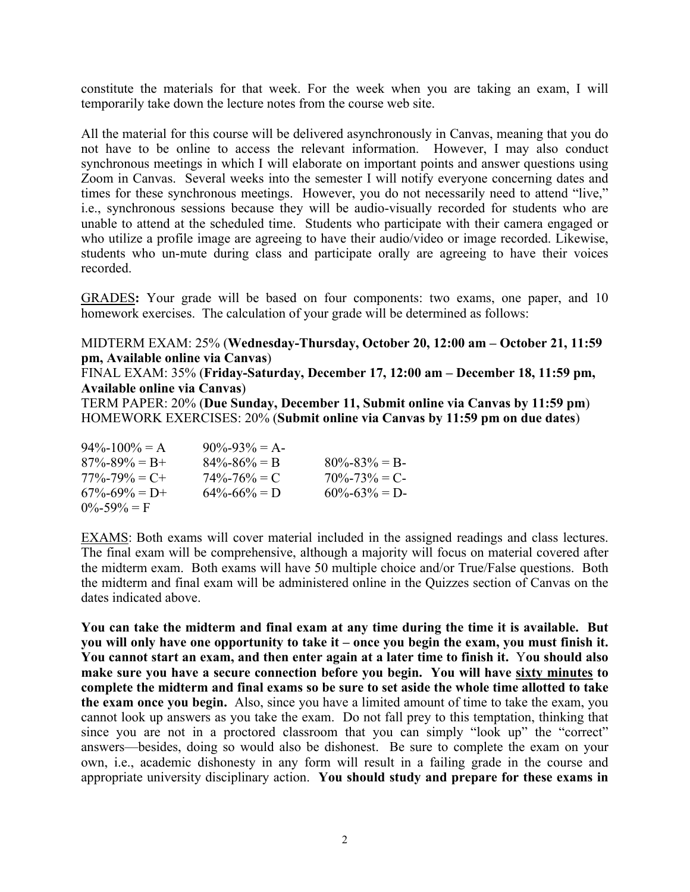constitute the materials for that week. For the week when you are taking an exam, I will temporarily take down the lecture notes from the course web site.

All the material for this course will be delivered asynchronously in Canvas, meaning that you do not have to be online to access the relevant information. However, I may also conduct synchronous meetings in which I will elaborate on important points and answer questions using Zoom in Canvas. Several weeks into the semester I will notify everyone concerning dates and times for these synchronous meetings. However, you do not necessarily need to attend "live," i.e., synchronous sessions because they will be audio-visually recorded for students who are unable to attend at the scheduled time. Students who participate with their camera engaged or who utilize a profile image are agreeing to have their audio/video or image recorded. Likewise, students who un-mute during class and participate orally are agreeing to have their voices recorded.

<u>GRADES</u>**:** Your grade will be based on four components: two exams, one paper, and 10 homework exercises. The calculation of your grade will be determined as follows:

MIDTERM EXAM: 25% (**Wednesday-Thursday, October 20, 12:00 am – October 21, 11:59 pm, Available online via Canvas**)
FINAL EXAM: 35% (**Friday-Saturday, December 17, 12:00 am – December 18, 11:59 pm, Available online via Canvas**)
TERM PAPER: 20% (**Due Sunday, December 11, Submit online via Canvas by 11:59 pm**)
HOMEWORK EXERCISES: 20% (**Submit online via Canvas by 11:59 pm on due dates**)

| | | |
|---|---|---|
| 94%-100% = A | 90%-93% = A- | |
| 87%-89% = B+ | 84%-86% = B | 80%-83% = B- |
| 77%-79% = C+ | 74%-76% = C | 70%-73% = C- |
| 67%-69% = D+ | 64%-66% = D | 60%-63% = D- |
| 0%-59% = F | | |

<u>EXAMS</u>: Both exams will cover material included in the assigned readings and class lectures. The final exam will be comprehensive, although a majority will focus on material covered after the midterm exam. Both exams will have 50 multiple choice and/or True/False questions. Both the midterm and final exam will be administered online in the Quizzes section of Canvas on the dates indicated above.

**You can take the midterm and final exam at any time during the time it is available. But you will only have one opportunity to take it – once you begin the exam, you must finish it. You cannot start an exam, and then enter again at a later time to finish it.** Y**ou should also make sure you have a secure connection before you begin. You will have <u>sixty minutes</u> to complete the midterm and final exams so be sure to set aside the whole time allotted to take the exam once you begin.** Also, since you have a limited amount of time to take the exam, you cannot look up answers as you take the exam. Do not fall prey to this temptation, thinking that since you are not in a proctored classroom that you can simply "look up" the "correct" answers—besides, doing so would also be dishonest. Be sure to complete the exam on your own, i.e., academic dishonesty in any form will result in a failing grade in the course and appropriate university disciplinary action. **You should study and prepare for these exams in**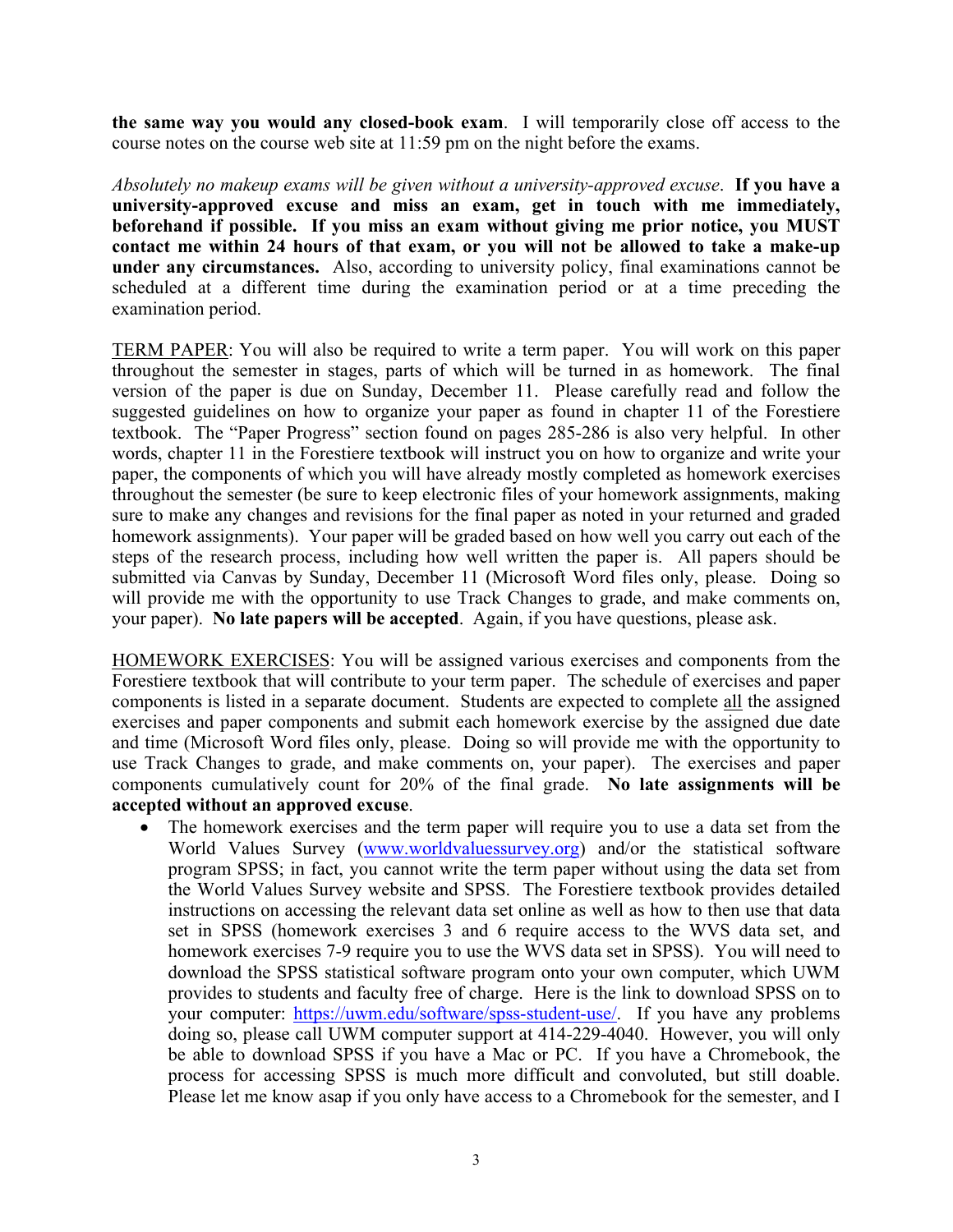**the same way you would any closed-book exam**. I will temporarily close off access to the course notes on the course web site at 11:59 pm on the night before the exams.

*Absolutely no makeup exams will be given without a university-approved excuse*. **If you have a university-approved excuse and miss an exam, get in touch with me immediately, beforehand if possible. If you miss an exam without giving me prior notice, you MUST contact me within 24 hours of that exam, or you will not be allowed to take a make-up under any circumstances.** Also, according to university policy, final examinations cannot be scheduled at a different time during the examination period or at a time preceding the examination period.

<u>TERM PAPER</u>: You will also be required to write a term paper. You will work on this paper throughout the semester in stages, parts of which will be turned in as homework. The final version of the paper is due on Sunday, December 11. Please carefully read and follow the suggested guidelines on how to organize your paper as found in chapter 11 of the Forestiere textbook. The "Paper Progress" section found on pages 285-286 is also very helpful. In other words, chapter 11 in the Forestiere textbook will instruct you on how to organize and write your paper, the components of which you will have already mostly completed as homework exercises throughout the semester (be sure to keep electronic files of your homework assignments, making sure to make any changes and revisions for the final paper as noted in your returned and graded homework assignments). Your paper will be graded based on how well you carry out each of the steps of the research process, including how well written the paper is. All papers should be submitted via Canvas by Sunday, December 11 (Microsoft Word files only, please. Doing so will provide me with the opportunity to use Track Changes to grade, and make comments on, your paper). **No late papers will be accepted**. Again, if you have questions, please ask.

<u>HOMEWORK EXERCISES</u>: You will be assigned various exercises and components from the Forestiere textbook that will contribute to your term paper. The schedule of exercises and paper components is listed in a separate document. Students are expected to complete <u>all</u> the assigned exercises and paper components and submit each homework exercise by the assigned due date and time (Microsoft Word files only, please. Doing so will provide me with the opportunity to use Track Changes to grade, and make comments on, your paper). The exercises and paper components cumulatively count for 20% of the final grade. **No late assignments will be accepted without an approved excuse**.

- The homework exercises and the term paper will require you to use a data set from the World Values Survey (www.worldvaluessurvey.org) and/or the statistical software program SPSS; in fact, you cannot write the term paper without using the data set from the World Values Survey website and SPSS. The Forestiere textbook provides detailed instructions on accessing the relevant data set online as well as how to then use that data set in SPSS (homework exercises 3 and 6 require access to the WVS data set, and homework exercises 7-9 require you to use the WVS data set in SPSS). You will need to download the SPSS statistical software program onto your own computer, which UWM provides to students and faculty free of charge. Here is the link to download SPSS on to your computer: https://uwm.edu/software/spss-student-use/. If you have any problems doing so, please call UWM computer support at 414-229-4040. However, you will only be able to download SPSS if you have a Mac or PC. If you have a Chromebook, the process for accessing SPSS is much more difficult and convoluted, but still doable. Please let me know asap if you only have access to a Chromebook for the semester, and I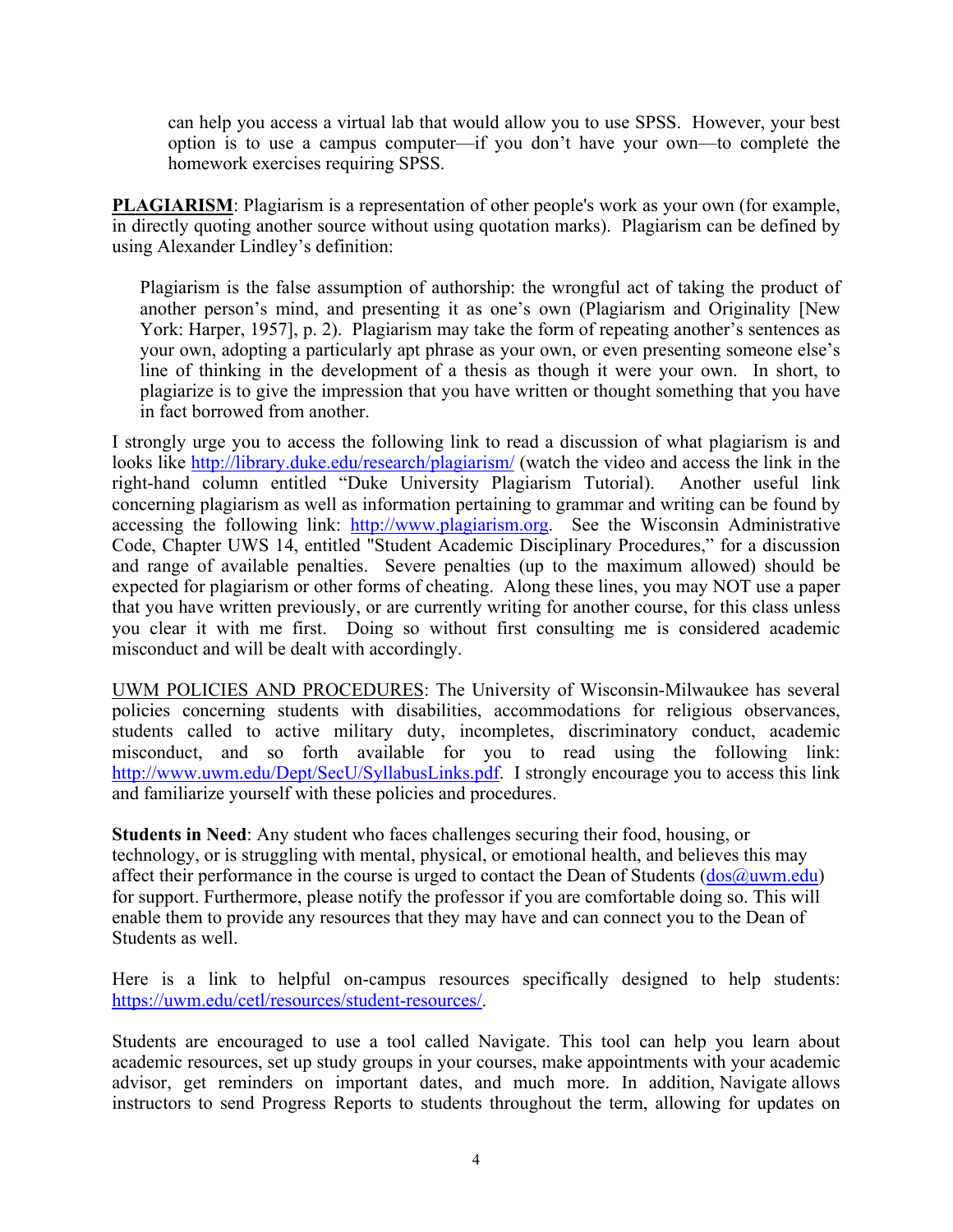can help you access a virtual lab that would allow you to use SPSS. However, your best option is to use a campus computer—if you don't have your own—to complete the homework exercises requiring SPSS.

**PLAGIARISM**: Plagiarism is a representation of other people's work as your own (for example, in directly quoting another source without using quotation marks). Plagiarism can be defined by using Alexander Lindley's definition:

> Plagiarism is the false assumption of authorship: the wrongful act of taking the product of another person's mind, and presenting it as one's own (Plagiarism and Originality [New York: Harper, 1957], p. 2). Plagiarism may take the form of repeating another's sentences as your own, adopting a particularly apt phrase as your own, or even presenting someone else's line of thinking in the development of a thesis as though it were your own. In short, to plagiarize is to give the impression that you have written or thought something that you have in fact borrowed from another.

I strongly urge you to access the following link to read a discussion of what plagiarism is and looks like http://library.duke.edu/research/plagiarism/ (watch the video and access the link in the right-hand column entitled "Duke University Plagiarism Tutorial). Another useful link concerning plagiarism as well as information pertaining to grammar and writing can be found by accessing the following link: http://www.plagiarism.org. See the Wisconsin Administrative Code, Chapter UWS 14, entitled "Student Academic Disciplinary Procedures," for a discussion and range of available penalties. Severe penalties (up to the maximum allowed) should be expected for plagiarism or other forms of cheating. Along these lines, you may NOT use a paper that you have written previously, or are currently writing for another course, for this class unless you clear it with me first. Doing so without first consulting me is considered academic misconduct and will be dealt with accordingly.

UWM POLICIES AND PROCEDURES: The University of Wisconsin-Milwaukee has several policies concerning students with disabilities, accommodations for religious observances, students called to active military duty, incompletes, discriminatory conduct, academic misconduct, and so forth available for you to read using the following link: http://www.uwm.edu/Dept/SecU/SyllabusLinks.pdf. I strongly encourage you to access this link and familiarize yourself with these policies and procedures.

**Students in Need**: Any student who faces challenges securing their food, housing, or technology, or is struggling with mental, physical, or emotional health, and believes this may affect their performance in the course is urged to contact the Dean of Students (dos@uwm.edu) for support. Furthermore, please notify the professor if you are comfortable doing so. This will enable them to provide any resources that they may have and can connect you to the Dean of Students as well.

Here is a link to helpful on-campus resources specifically designed to help students: https://uwm.edu/cetl/resources/student-resources/.

Students are encouraged to use a tool called Navigate. This tool can help you learn about academic resources, set up study groups in your courses, make appointments with your academic advisor, get reminders on important dates, and much more. In addition, Navigate allows instructors to send Progress Reports to students throughout the term, allowing for updates on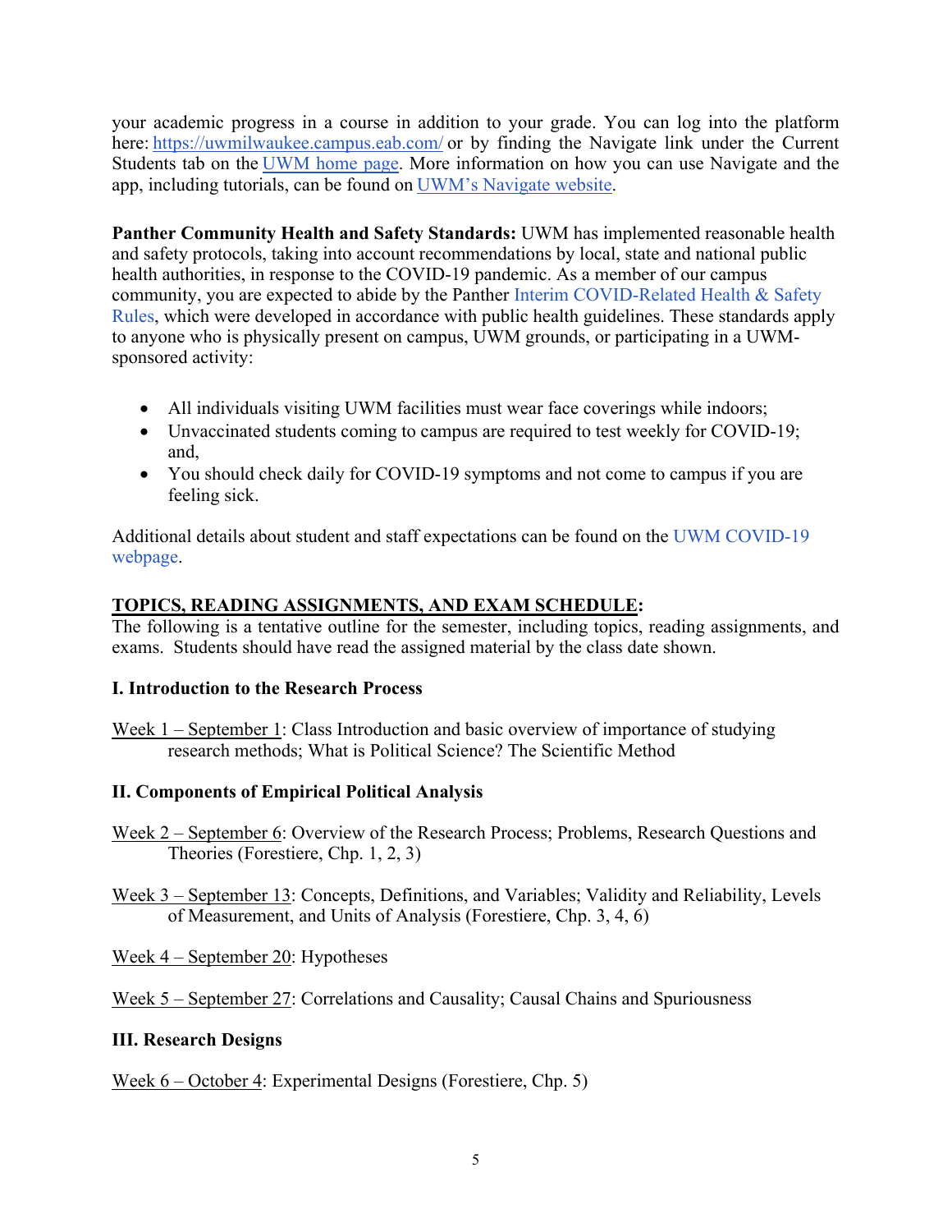your academic progress in a course in addition to your grade. You can log into the platform here: https://uwmilwaukee.campus.eab.com/ or by finding the Navigate link under the Current Students tab on the UWM home page. More information on how you can use Navigate and the app, including tutorials, can be found on UWM's Navigate website.

**Panther Community Health and Safety Standards:** UWM has implemented reasonable health and safety protocols, taking into account recommendations by local, state and national public health authorities, in response to the COVID-19 pandemic. As a member of our campus community, you are expected to abide by the Panther Interim COVID-Related Health & Safety Rules, which were developed in accordance with public health guidelines. These standards apply to anyone who is physically present on campus, UWM grounds, or participating in a UWM-sponsored activity:

- All individuals visiting UWM facilities must wear face coverings while indoors;
- Unvaccinated students coming to campus are required to test weekly for COVID-19; and,
- You should check daily for COVID-19 symptoms and not come to campus if you are feeling sick.

Additional details about student and staff expectations can be found on the UWM COVID-19 webpage.

**TOPICS, READING ASSIGNMENTS, AND EXAM SCHEDULE:**

The following is a tentative outline for the semester, including topics, reading assignments, and exams. Students should have read the assigned material by the class date shown.

**I. Introduction to the Research Process**

Week 1 – September 1: Class Introduction and basic overview of importance of studying research methods; What is Political Science? The Scientific Method

**II. Components of Empirical Political Analysis**

Week 2 – September 6: Overview of the Research Process; Problems, Research Questions and Theories (Forestiere, Chp. 1, 2, 3)

Week 3 – September 13: Concepts, Definitions, and Variables; Validity and Reliability, Levels of Measurement, and Units of Analysis (Forestiere, Chp. 3, 4, 6)

Week 4 – September 20: Hypotheses

Week 5 – September 27: Correlations and Causality; Causal Chains and Spuriousness

**III. Research Designs**

Week 6 – October 4: Experimental Designs (Forestiere, Chp. 5)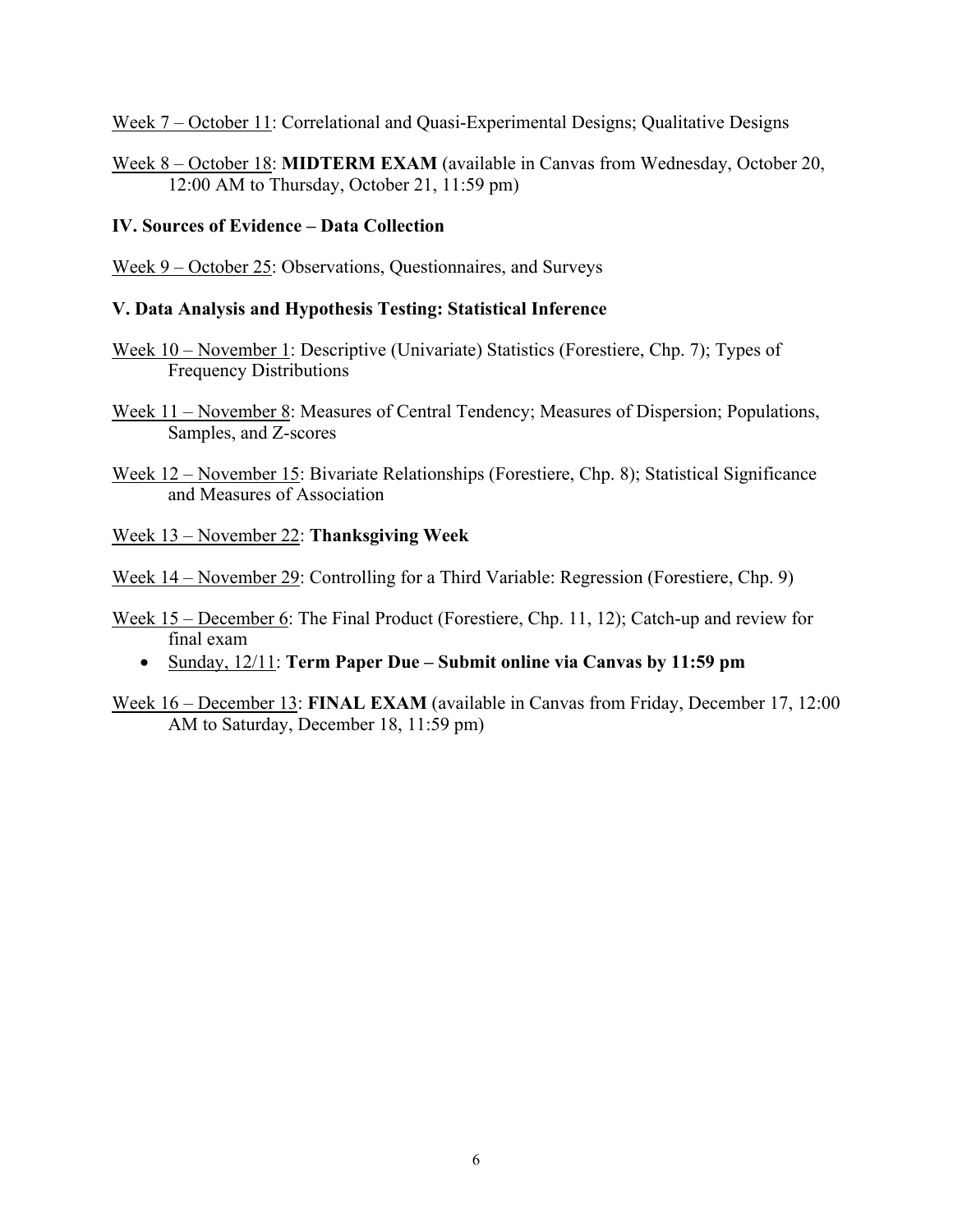Week 7 – October 11: Correlational and Quasi-Experimental Designs; Qualitative Designs

Week 8 – October 18: **MIDTERM EXAM** (available in Canvas from Wednesday, October 20, 12:00 AM to Thursday, October 21, 11:59 pm)

**IV. Sources of Evidence – Data Collection**

Week 9 – October 25: Observations, Questionnaires, and Surveys

**V. Data Analysis and Hypothesis Testing: Statistical Inference**

Week 10 – November 1: Descriptive (Univariate) Statistics (Forestiere, Chp. 7); Types of Frequency Distributions

Week 11 – November 8: Measures of Central Tendency; Measures of Dispersion; Populations, Samples, and Z-scores

Week 12 – November 15: Bivariate Relationships (Forestiere, Chp. 8); Statistical Significance and Measures of Association

Week 13 – November 22: **Thanksgiving Week**

Week 14 – November 29: Controlling for a Third Variable: Regression (Forestiere, Chp. 9)

Week 15 – December 6: The Final Product (Forestiere, Chp. 11, 12); Catch-up and review for final exam

- Sunday, 12/11: **Term Paper Due – Submit online via Canvas by 11:59 pm**

Week 16 – December 13: **FINAL EXAM** (available in Canvas from Friday, December 17, 12:00 AM to Saturday, December 18, 11:59 pm)